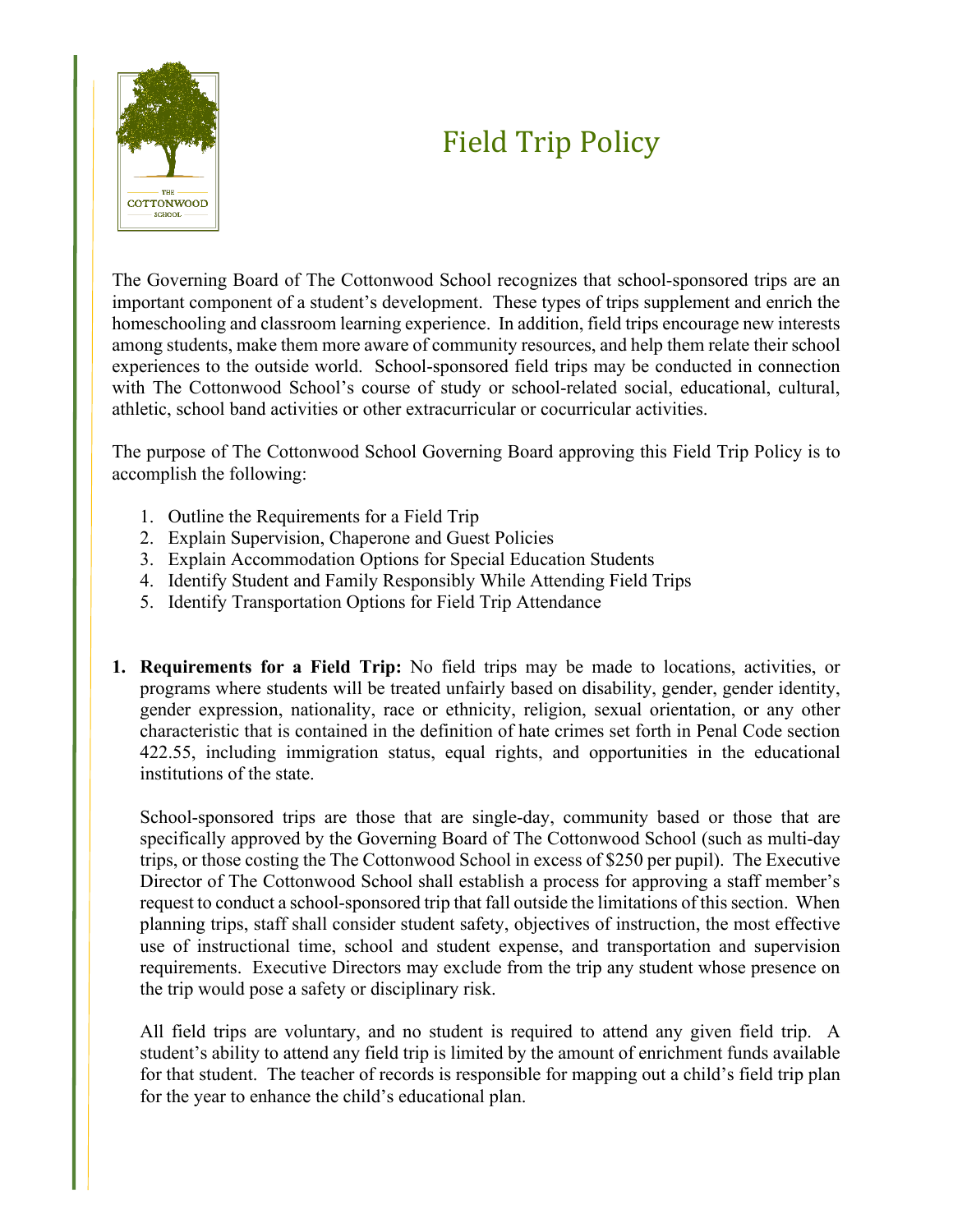# Field Trip Policy

The Governing Board of The Cottonwood School recognizes that school-sponsored trips are an important component of a student's development. These types of trips supplement and enrich the homeschooling and classroom learning experience. In addition, field trips encourage new interests among students, make them more aware of community resources, and help them relate their school experiences to the outside world. School-sponsored field trips may be conducted in connection with The Cottonwood School's course of study or school-related social, educational, cultural, athletic, school band activities or other extracurricular or cocurricular activities.

The purpose of The Cottonwood School Governing Board approving this Field Trip Policy is to accomplish the following:

1. Outline the Requirements for a Field Trip
2. Explain Supervision, Chaperone and Guest Policies
3. Explain Accommodation Options for Special Education Students
4. Identify Student and Family Responsibly While Attending Field Trips
5. Identify Transportation Options for Field Trip Attendance

1. **Requirements for a Field Trip:** No field trips may be made to locations, activities, or programs where students will be treated unfairly based on disability, gender, gender identity, gender expression, nationality, race or ethnicity, religion, sexual orientation, or any other characteristic that is contained in the definition of hate crimes set forth in Penal Code section 422.55, including immigration status, equal rights, and opportunities in the educational institutions of the state.

   School-sponsored trips are those that are single-day, community based or those that are specifically approved by the Governing Board of The Cottonwood School (such as multi-day trips, or those costing the The Cottonwood School in excess of $250 per pupil). The Executive Director of The Cottonwood School shall establish a process for approving a staff member's request to conduct a school-sponsored trip that fall outside the limitations of this section. When planning trips, staff shall consider student safety, objectives of instruction, the most effective use of instructional time, school and student expense, and transportation and supervision requirements. Executive Directors may exclude from the trip any student whose presence on the trip would pose a safety or disciplinary risk.

   All field trips are voluntary, and no student is required to attend any given field trip. A student's ability to attend any field trip is limited by the amount of enrichment funds available for that student. The teacher of records is responsible for mapping out a child's field trip plan for the year to enhance the child's educational plan.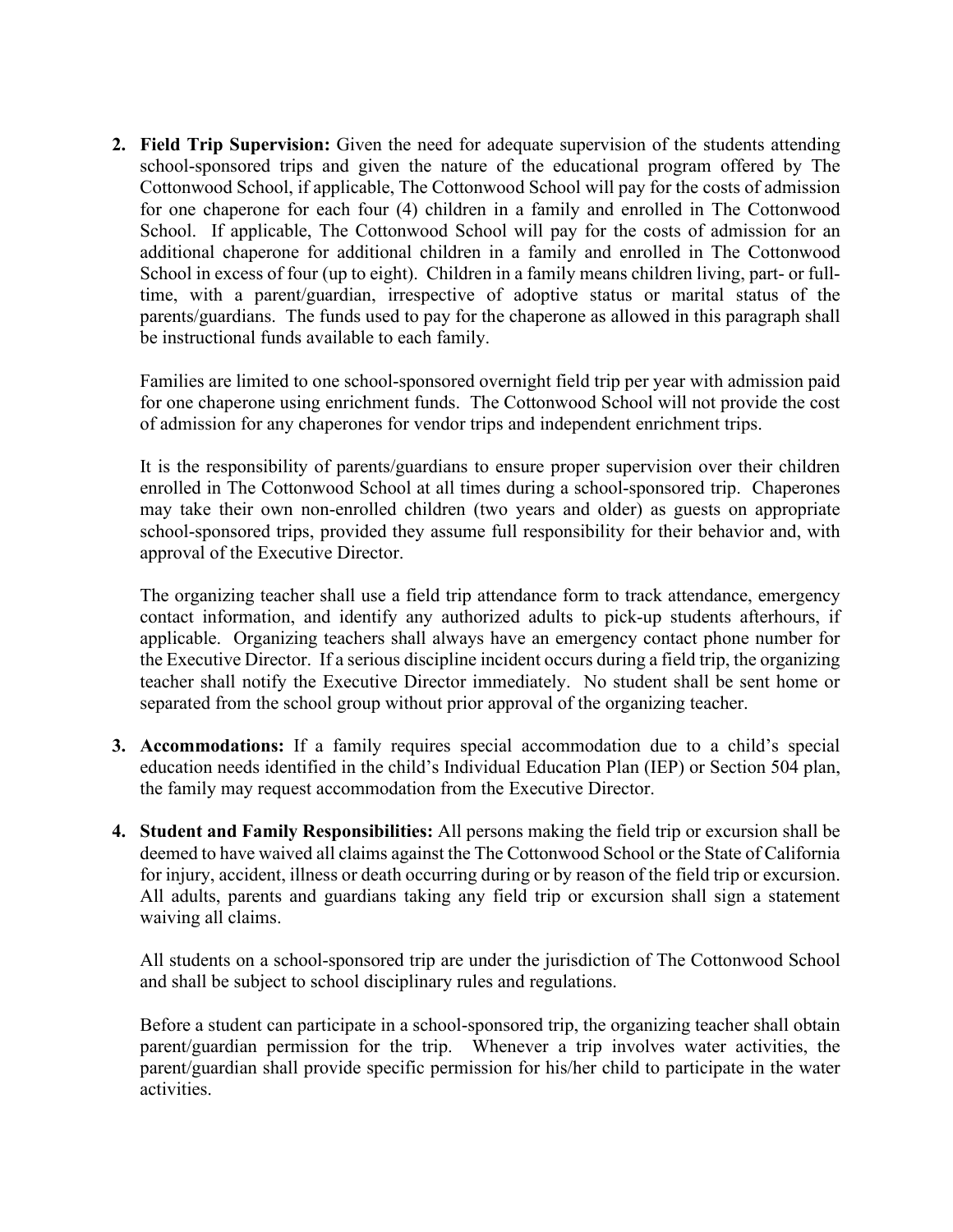2. **Field Trip Supervision:** Given the need for adequate supervision of the students attending school-sponsored trips and given the nature of the educational program offered by The Cottonwood School, if applicable, The Cottonwood School will pay for the costs of admission for one chaperone for each four (4) children in a family and enrolled in The Cottonwood School. If applicable, The Cottonwood School will pay for the costs of admission for an additional chaperone for additional children in a family and enrolled in The Cottonwood School in excess of four (up to eight). Children in a family means children living, part- or full-time, with a parent/guardian, irrespective of adoptive status or marital status of the parents/guardians. The funds used to pay for the chaperone as allowed in this paragraph shall be instructional funds available to each family.

   Families are limited to one school-sponsored overnight field trip per year with admission paid for one chaperone using enrichment funds. The Cottonwood School will not provide the cost of admission for any chaperones for vendor trips and independent enrichment trips.

   It is the responsibility of parents/guardians to ensure proper supervision over their children enrolled in The Cottonwood School at all times during a school-sponsored trip. Chaperones may take their own non-enrolled children (two years and older) as guests on appropriate school-sponsored trips, provided they assume full responsibility for their behavior and, with approval of the Executive Director.

   The organizing teacher shall use a field trip attendance form to track attendance, emergency contact information, and identify any authorized adults to pick-up students afterhours, if applicable. Organizing teachers shall always have an emergency contact phone number for the Executive Director. If a serious discipline incident occurs during a field trip, the organizing teacher shall notify the Executive Director immediately. No student shall be sent home or separated from the school group without prior approval of the organizing teacher.

3. **Accommodations:** If a family requires special accommodation due to a child's special education needs identified in the child's Individual Education Plan (IEP) or Section 504 plan, the family may request accommodation from the Executive Director.

4. **Student and Family Responsibilities:** All persons making the field trip or excursion shall be deemed to have waived all claims against the The Cottonwood School or the State of California for injury, accident, illness or death occurring during or by reason of the field trip or excursion. All adults, parents and guardians taking any field trip or excursion shall sign a statement waiving all claims.

   All students on a school-sponsored trip are under the jurisdiction of The Cottonwood School and shall be subject to school disciplinary rules and regulations.

   Before a student can participate in a school-sponsored trip, the organizing teacher shall obtain parent/guardian permission for the trip. Whenever a trip involves water activities, the parent/guardian shall provide specific permission for his/her child to participate in the water activities.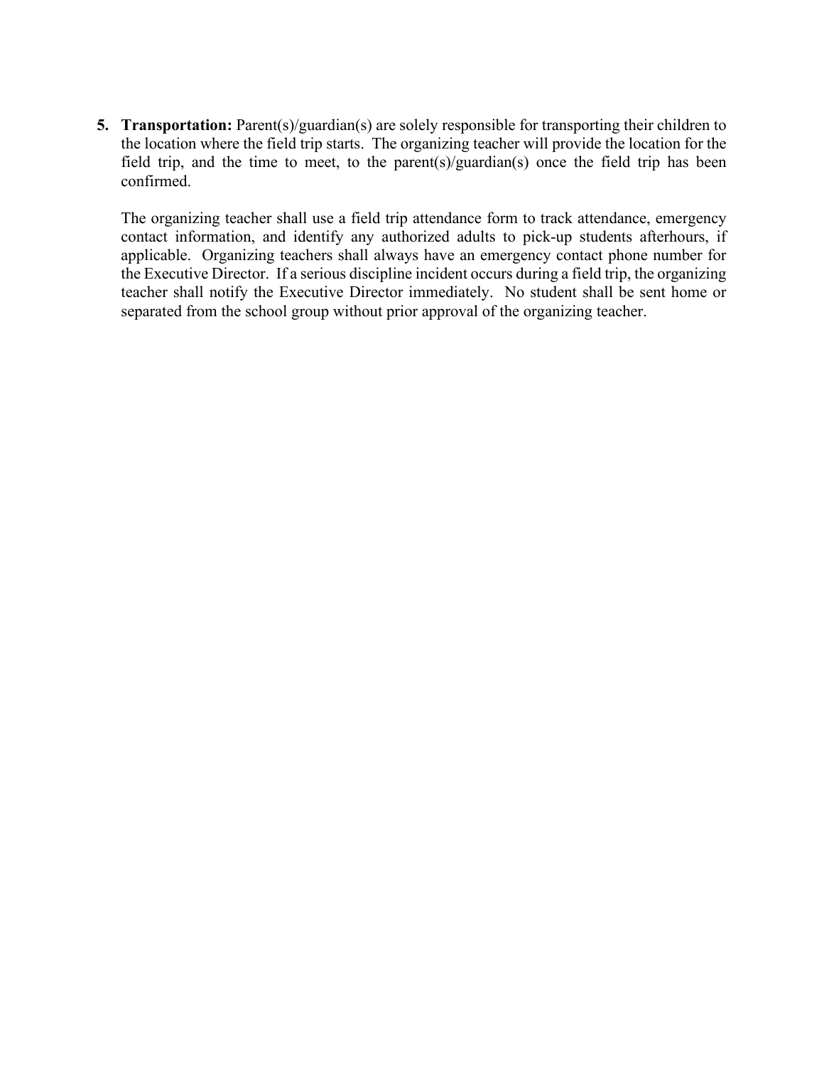5. **Transportation:** Parent(s)/guardian(s) are solely responsible for transporting their children to the location where the field trip starts. The organizing teacher will provide the location for the field trip, and the time to meet, to the parent(s)/guardian(s) once the field trip has been confirmed.

   The organizing teacher shall use a field trip attendance form to track attendance, emergency contact information, and identify any authorized adults to pick-up students afterhours, if applicable. Organizing teachers shall always have an emergency contact phone number for the Executive Director. If a serious discipline incident occurs during a field trip, the organizing teacher shall notify the Executive Director immediately. No student shall be sent home or separated from the school group without prior approval of the organizing teacher.